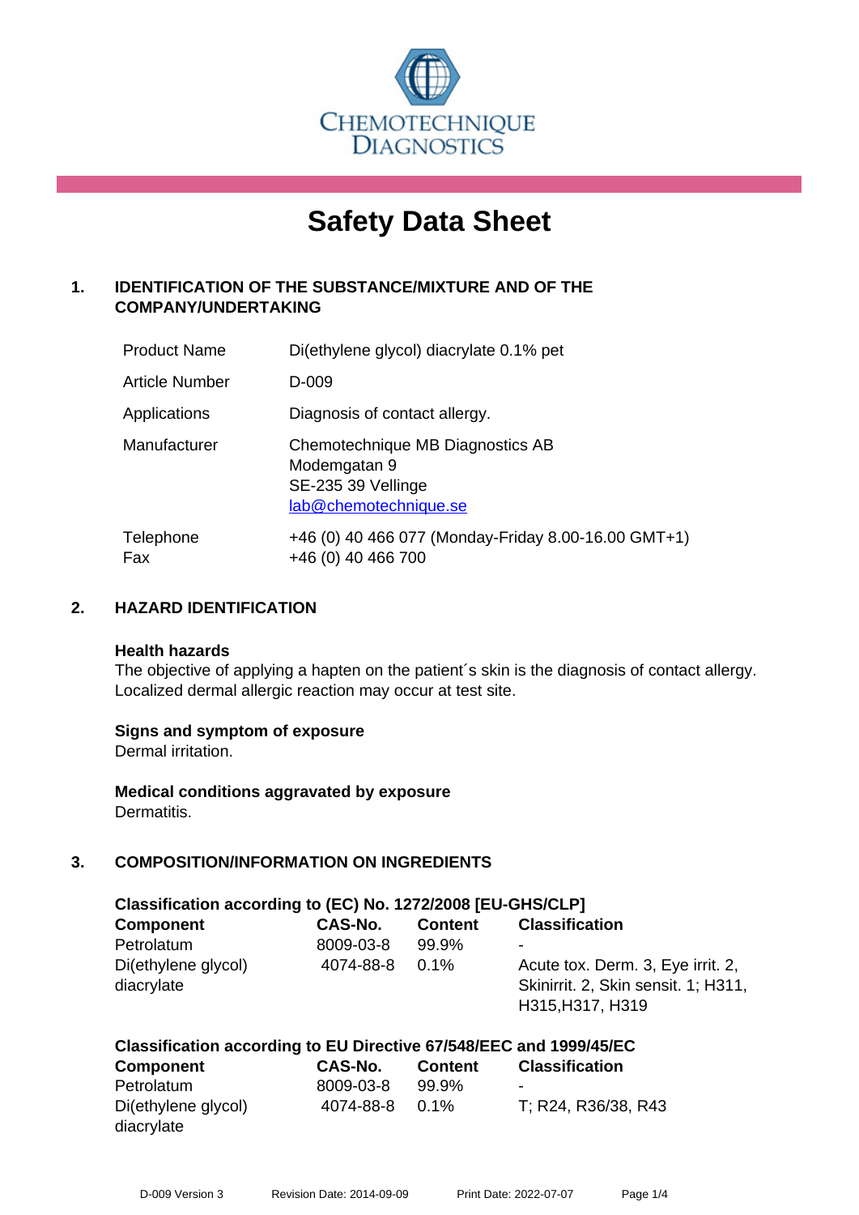CHEMOTECHNIQUE DIAGNOSTICS

# Safety Data Sheet

## 1. IDENTIFICATION OF THE SUBSTANCE/MIXTURE AND OF THE COMPANY/UNDERTAKING

| | |
|---|---|
| Product Name | Di(ethylene glycol) diacrylate 0.1% pet |
| Article Number | D-009 |
| Applications | Diagnosis of contact allergy. |
| Manufacturer | Chemotechnique MB Diagnostics AB<br>Modemgatan 9<br>SE-235 39 Vellinge<br>lab@chemotechnique.se |
| Telephone<br>Fax | +46 (0) 40 466 077 (Monday-Friday 8.00-16.00 GMT+1)<br>+46 (0) 40 466 700 |

## 2. HAZARD IDENTIFICATION

**Health hazards**
The objective of applying a hapten on the patient´s skin is the diagnosis of contact allergy. Localized dermal allergic reaction may occur at test site.

**Signs and symptom of exposure**
Dermal irritation.

**Medical conditions aggravated by exposure**
Dermatitis.

## 3. COMPOSITION/INFORMATION ON INGREDIENTS

**Classification according to (EC) No. 1272/2008 [EU-GHS/CLP]**

| Component | CAS-No. | Content | Classification |
|---|---|---|---|
| Petrolatum | 8009-03-8 | 99.9% | - |
| Di(ethylene glycol) diacrylate | 4074-88-8 | 0.1% | Acute tox. Derm. 3, Eye irrit. 2, Skinirrit. 2, Skin sensit. 1; H311, H315,H317, H319 |

**Classification according to EU Directive 67/548/EEC and 1999/45/EC**

| Component | CAS-No. | Content | Classification |
|---|---|---|---|
| Petrolatum | 8009-03-8 | 99.9% | - |
| Di(ethylene glycol) diacrylate | 4074-88-8 | 0.1% | T; R24, R36/38, R43 |

D-009 Version 3 Revision Date: 2014-09-09 Print Date: 2022-07-07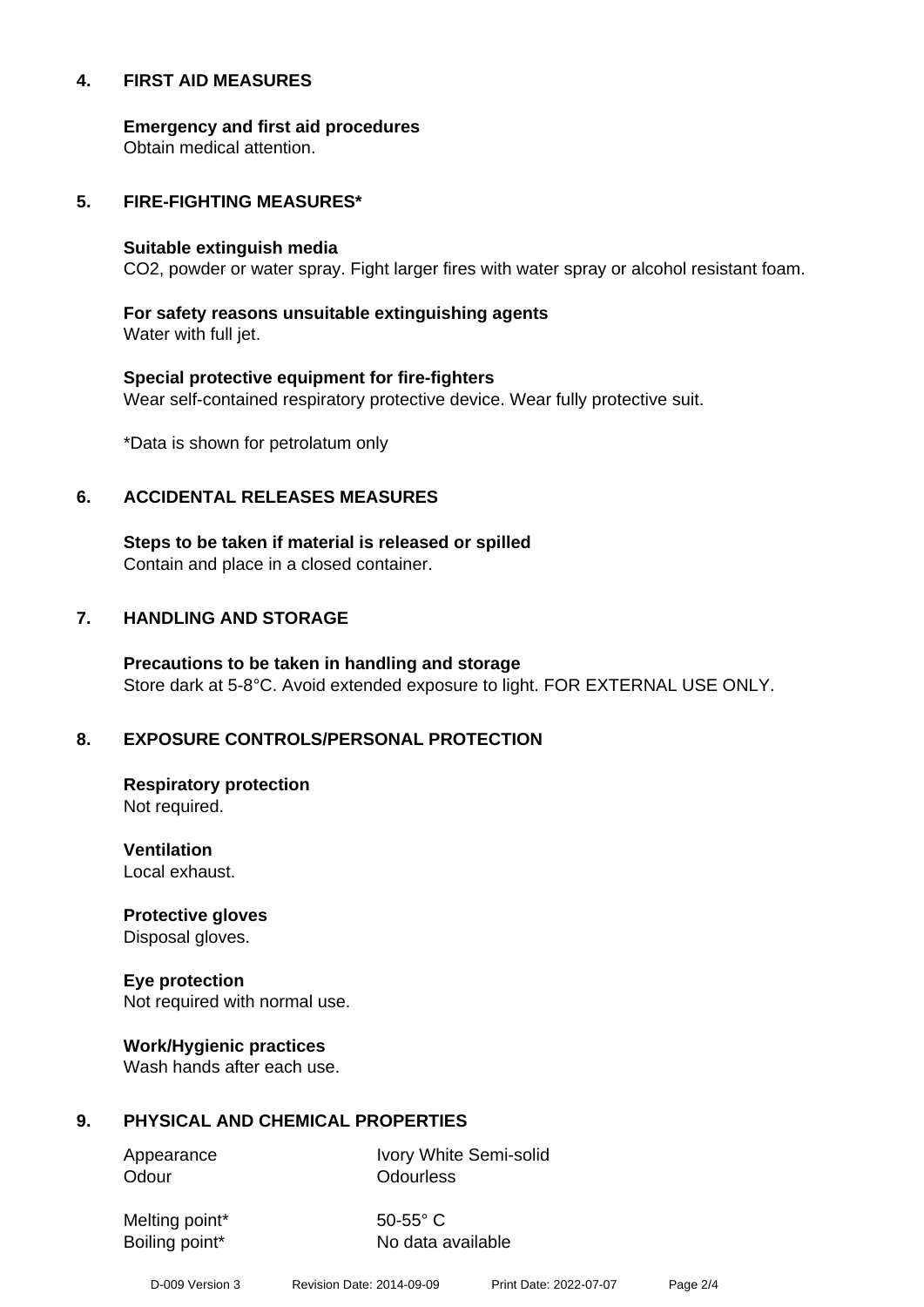## 4. FIRST AID MEASURES

**Emergency and first aid procedures**
Obtain medical attention.

## 5. FIRE-FIGHTING MEASURES*

**Suitable extinguish media**
$CO_2$, powder or water spray. Fight larger fires with water spray or alcohol resistant foam.

**For safety reasons unsuitable extinguishing agents**
Water with full jet.

**Special protective equipment for fire-fighters**
Wear self-contained respiratory protective device. Wear fully protective suit.

*Data is shown for petrolatum only

## 6. ACCIDENTAL RELEASES MEASURES

**Steps to be taken if material is released or spilled**
Contain and place in a closed container.

## 7. HANDLING AND STORAGE

**Precautions to be taken in handling and storage**
Store dark at 5-8°C. Avoid extended exposure to light. FOR EXTERNAL USE ONLY.

## 8. EXPOSURE CONTROLS/PERSONAL PROTECTION

**Respiratory protection**
Not required.

**Ventilation**
Local exhaust.

**Protective gloves**
Disposal gloves.

**Eye protection**
Not required with normal use.

**Work/Hygienic practices**
Wash hands after each use.

## 9. PHYSICAL AND CHEMICAL PROPERTIES

| | |
|---|---|
| Appearance | Ivory White Semi-solid |
| Odour | Odourless |
| Melting point* | 50-55° C |
| Boiling point* | No data available |

D-009 Version 3 Revision Date: 2014-09-09 Print Date: 2022-07-07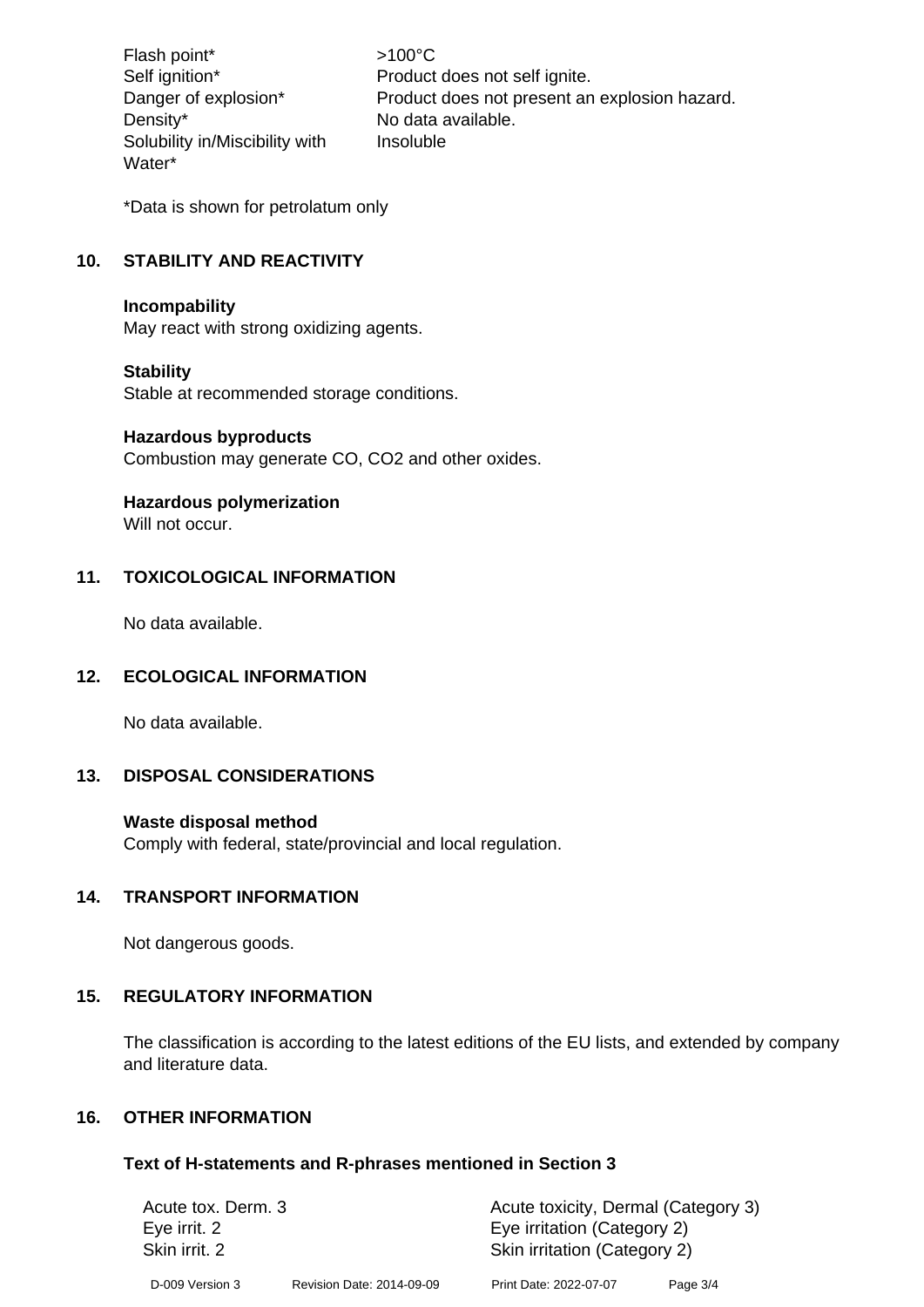| | |
|---|---|
| Flash point* | >100°C |
| Self ignition* | Product does not self ignite. |
| Danger of explosion* | Product does not present an explosion hazard. |
| Density* | No data available. |
| Solubility in/Miscibility with Water* | Insoluble |

*Data is shown for petrolatum only

## 10. STABILITY AND REACTIVITY

**Incompability**
May react with strong oxidizing agents.

**Stability**
Stable at recommended storage conditions.

**Hazardous byproducts**
Combustion may generate CO, $CO_2$ and other oxides.

**Hazardous polymerization**
Will not occur.

## 11. TOXICOLOGICAL INFORMATION

No data available.

## 12. ECOLOGICAL INFORMATION

No data available.

## 13. DISPOSAL CONSIDERATIONS

**Waste disposal method**
Comply with federal, state/provincial and local regulation.

## 14. TRANSPORT INFORMATION

Not dangerous goods.

## 15. REGULATORY INFORMATION

The classification is according to the latest editions of the EU lists, and extended by company and literature data.

## 16. OTHER INFORMATION

### Text of H-statements and R-phrases mentioned in Section 3

| | |
|---|---|
| Acute tox. Derm. 3 | Acute toxicity, Dermal (Category 3) |
| Eye irrit. 2 | Eye irritation (Category 2) |
| Skin irrit. 2 | Skin irritation (Category 2) |

D-009 Version 3 Revision Date: 2014-09-09 Print Date: 2022-07-07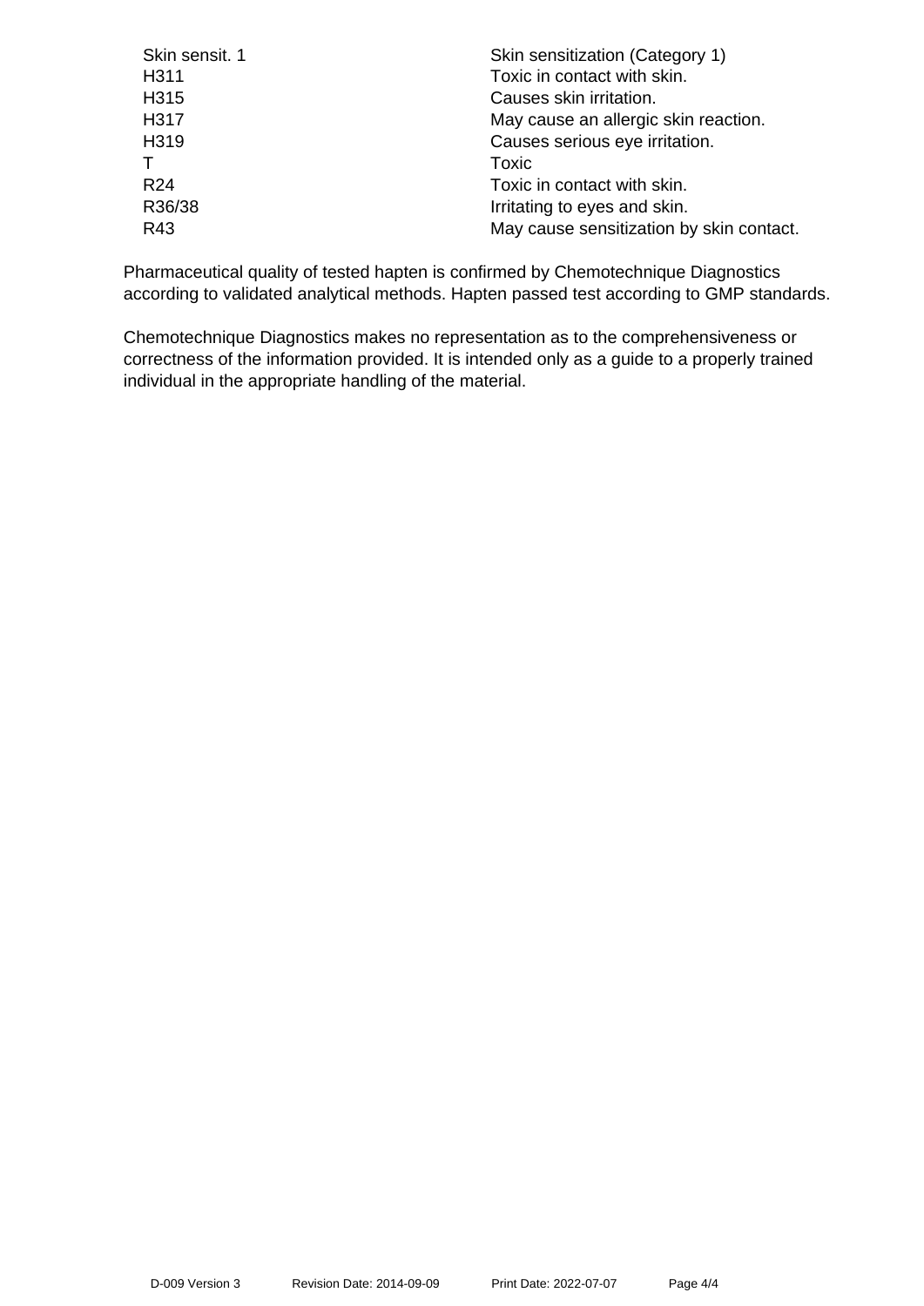| | |
|---|---|
| Skin sensit. 1 | Skin sensitization (Category 1) |
| H311 | Toxic in contact with skin. |
| H315 | Causes skin irritation. |
| H317 | May cause an allergic skin reaction. |
| H319 | Causes serious eye irritation. |
| T | Toxic |
| R24 | Toxic in contact with skin. |
| R36/38 | Irritating to eyes and skin. |
| R43 | May cause sensitization by skin contact. |

Pharmaceutical quality of tested hapten is confirmed by Chemotechnique Diagnostics according to validated analytical methods. Hapten passed test according to GMP standards.

Chemotechnique Diagnostics makes no representation as to the comprehensiveness or correctness of the information provided. It is intended only as a guide to a properly trained individual in the appropriate handling of the material.